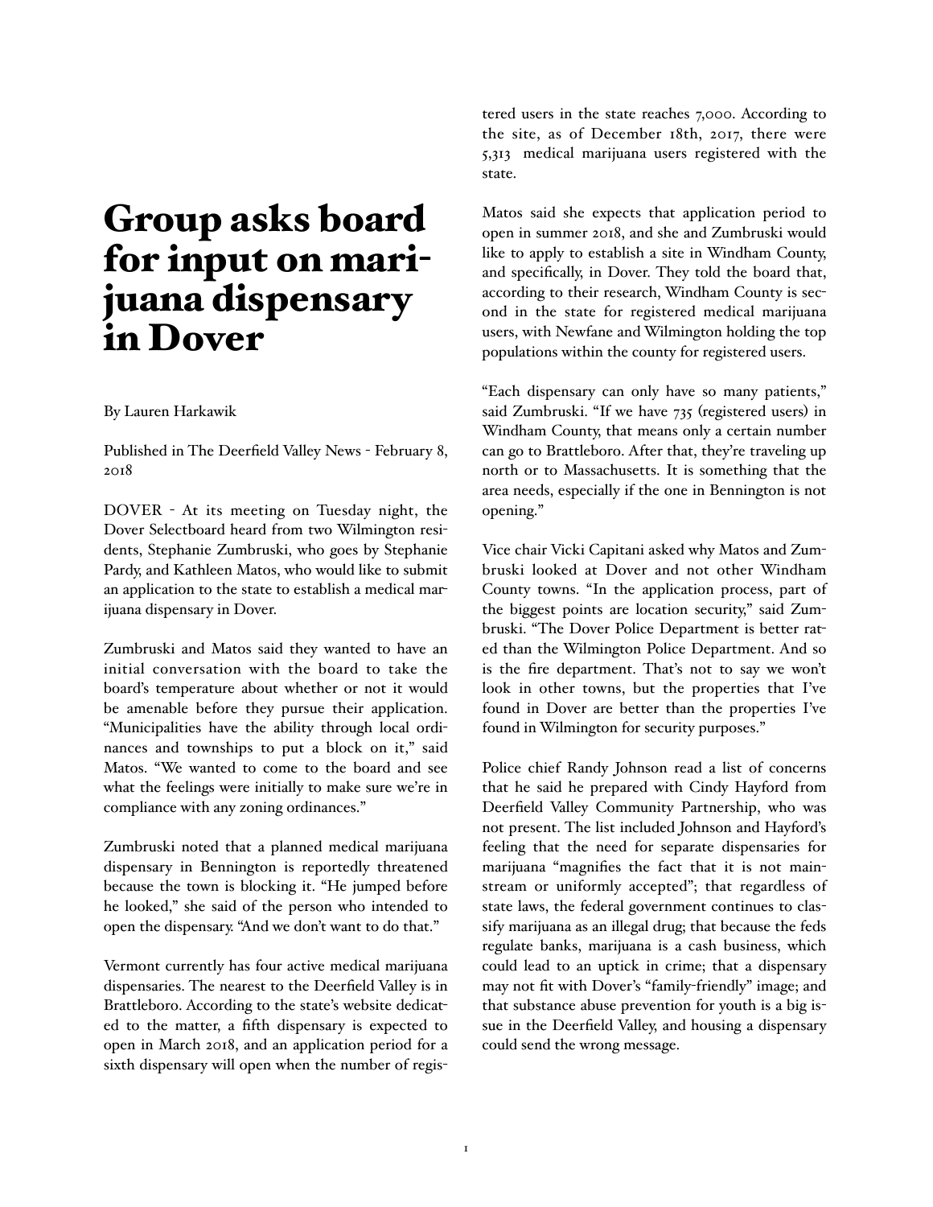# Group asks board for input on marijuana dispensary in Dover

By Lauren Harkawik

Published in The Deerfield Valley News - February 8, 2018

DOVER - At its meeting on Tuesday night, the Dover Selectboard heard from two Wilmington residents, Stephanie Zumbruski, who goes by Stephanie Pardy, and Kathleen Matos, who would like to submit an application to the state to establish a medical marijuana dispensary in Dover.

Zumbruski and Matos said they wanted to have an initial conversation with the board to take the board's temperature about whether or not it would be amenable before they pursue their application. "Municipalities have the ability through local ordinances and townships to put a block on it," said Matos. "We wanted to come to the board and see what the feelings were initially to make sure we're in compliance with any zoning ordinances."

Zumbruski noted that a planned medical marijuana dispensary in Bennington is reportedly threatened because the town is blocking it. "He jumped before he looked," she said of the person who intended to open the dispensary. "And we don't want to do that."

Vermont currently has four active medical marijuana dispensaries. The nearest to the Deerfield Valley is in Brattleboro. According to the state's website dedicated to the matter, a fifth dispensary is expected to open in March 2018, and an application period for a sixth dispensary will open when the number of registered users in the state reaches 7,000. According to the site, as of December 18th, 2017, there were 5,313 medical marijuana users registered with the state.

Matos said she expects that application period to open in summer 2018, and she and Zumbruski would like to apply to establish a site in Windham County, and specifically, in Dover. They told the board that, according to their research, Windham County is second in the state for registered medical marijuana users, with Newfane and Wilmington holding the top populations within the county for registered users.

"Each dispensary can only have so many patients," said Zumbruski. "If we have 735 (registered users) in Windham County, that means only a certain number can go to Brattleboro. After that, they're traveling up north or to Massachusetts. It is something that the area needs, especially if the one in Bennington is not opening."

Vice chair Vicki Capitani asked why Matos and Zumbruski looked at Dover and not other Windham County towns. "In the application process, part of the biggest points are location security," said Zumbruski. "The Dover Police Department is better rated than the Wilmington Police Department. And so is the fire department. That's not to say we won't look in other towns, but the properties that I've found in Dover are better than the properties I've found in Wilmington for security purposes."

Police chief Randy Johnson read a list of concerns that he said he prepared with Cindy Hayford from Deerfield Valley Community Partnership, who was not present. The list included Johnson and Hayford's feeling that the need for separate dispensaries for marijuana "magnifies the fact that it is not mainstream or uniformly accepted"; that regardless of state laws, the federal government continues to classify marijuana as an illegal drug; that because the feds regulate banks, marijuana is a cash business, which could lead to an uptick in crime; that a dispensary may not fit with Dover's "family-friendly" image; and that substance abuse prevention for youth is a big issue in the Deerfield Valley, and housing a dispensary could send the wrong message.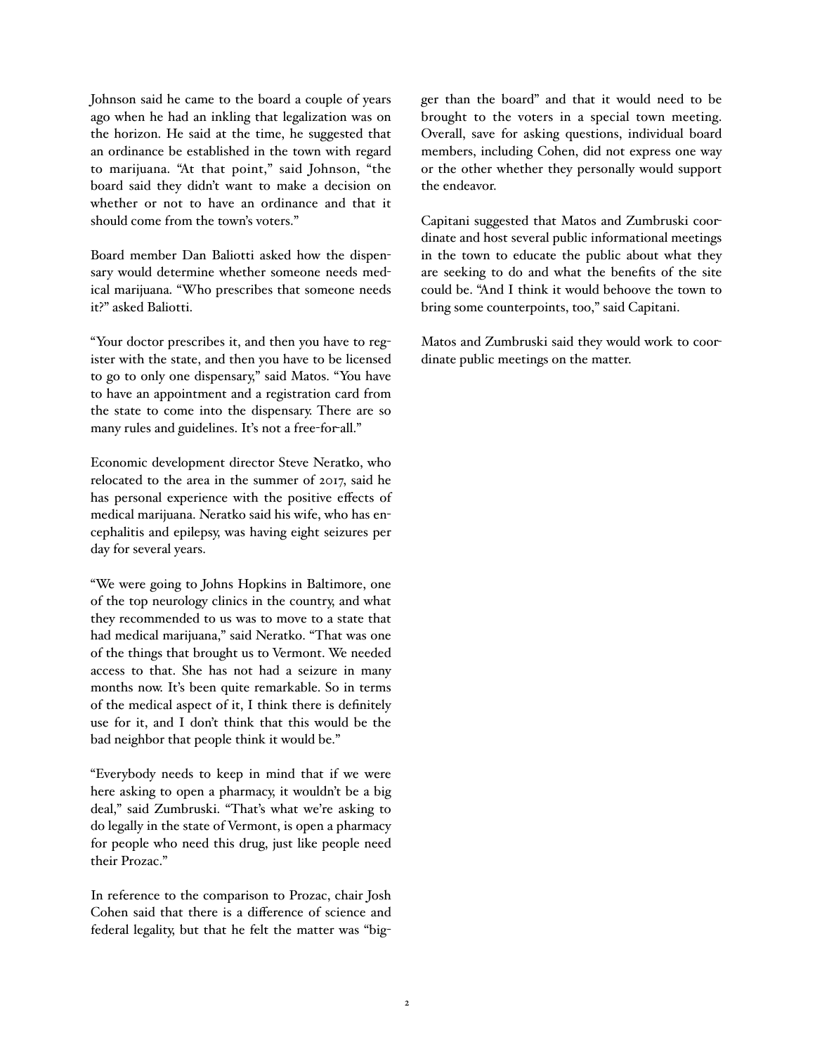Johnson said he came to the board a couple of years ago when he had an inkling that legalization was on the horizon. He said at the time, he suggested that an ordinance be established in the town with regard to marijuana. "At that point," said Johnson, "the board said they didn't want to make a decision on whether or not to have an ordinance and that it should come from the town's voters."

Board member Dan Baliotti asked how the dispensary would determine whether someone needs medical marijuana. "Who prescribes that someone needs it?" asked Baliotti.

"Your doctor prescribes it, and then you have to register with the state, and then you have to be licensed to go to only one dispensary," said Matos. "You have to have an appointment and a registration card from the state to come into the dispensary. There are so many rules and guidelines. It's not a free-for-all."

Economic development director Steve Neratko, who relocated to the area in the summer of 2017, said he has personal experience with the positive effects of medical marijuana. Neratko said his wife, who has encephalitis and epilepsy, was having eight seizures per day for several years.

"We were going to Johns Hopkins in Baltimore, one of the top neurology clinics in the country, and what they recommended to us was to move to a state that had medical marijuana," said Neratko. "That was one of the things that brought us to Vermont. We needed access to that. She has not had a seizure in many months now. It's been quite remarkable. So in terms of the medical aspect of it, I think there is definitely use for it, and I don't think that this would be the bad neighbor that people think it would be."

"Everybody needs to keep in mind that if we were here asking to open a pharmacy, it wouldn't be a big deal," said Zumbruski. "That's what we're asking to do legally in the state of Vermont, is open a pharmacy for people who need this drug, just like people need their Prozac."

In reference to the comparison to Prozac, chair Josh Cohen said that there is a difference of science and federal legality, but that he felt the matter was "bigger than the board" and that it would need to be brought to the voters in a special town meeting. Overall, save for asking questions, individual board members, including Cohen, did not express one way or the other whether they personally would support the endeavor.

Capitani suggested that Matos and Zumbruski coordinate and host several public informational meetings in the town to educate the public about what they are seeking to do and what the benefits of the site could be. "And I think it would behoove the town to bring some counterpoints, too," said Capitani.

Matos and Zumbruski said they would work to coordinate public meetings on the matter.